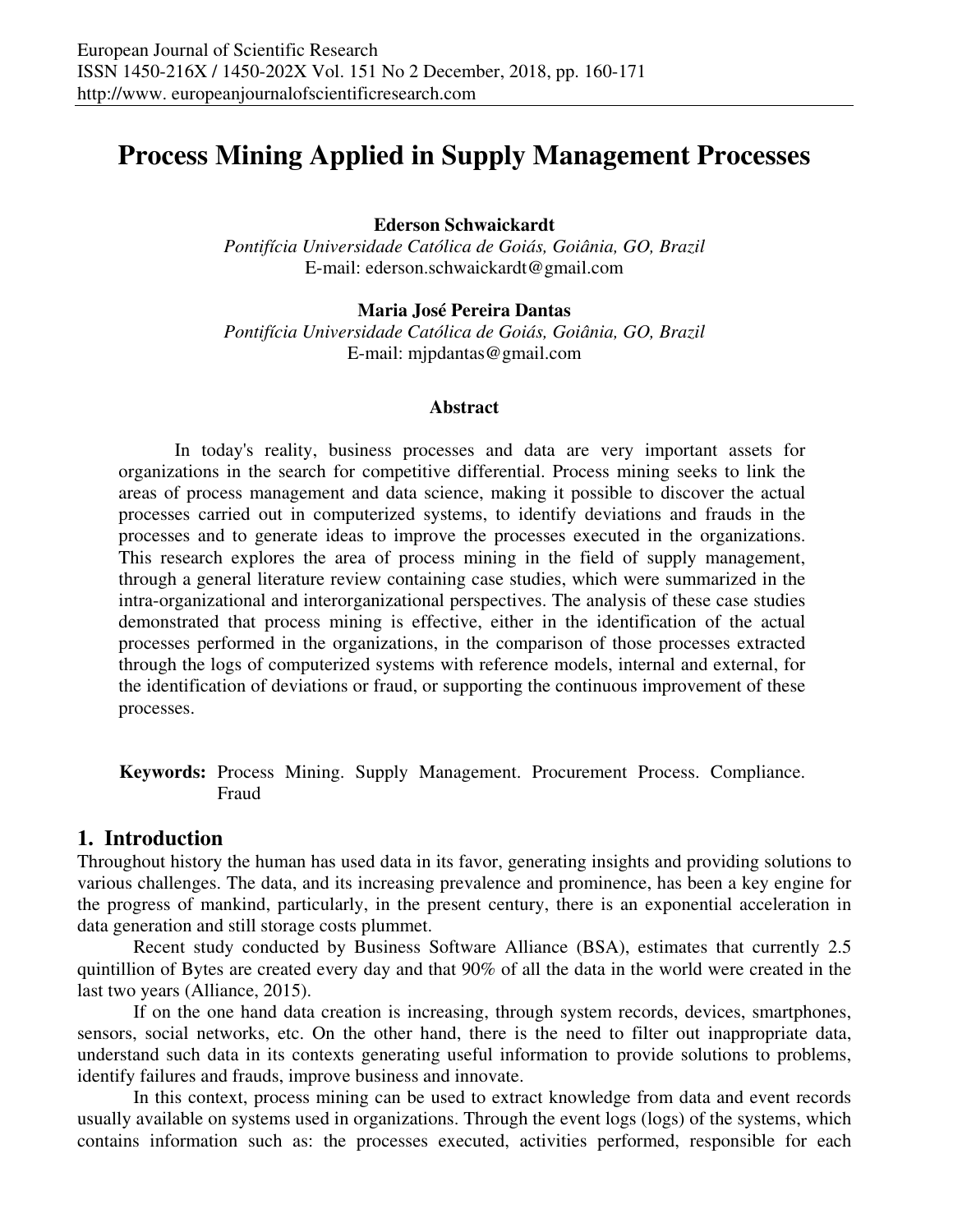# Process Mining Applied in Supply Management Processes

**Ederson Schwaickardt**

*Pontifícia Universidade Católica de Goiás, Goiânia, GO, Brazil*

E-mail: ederson.schwaickardt@gmail.com

**Maria José Pereira Dantas**

*Pontifícia Universidade Católica de Goiás, Goiânia, GO, Brazil*

E-mail: mjpdantas@gmail.com

### Abstract

In today's reality, business processes and data are very important assets for organizations in the search for competitive differential. Process mining seeks to link the areas of process management and data science, making it possible to discover the actual processes carried out in computerized systems, to identify deviations and frauds in the processes and to generate ideas to improve the processes executed in the organizations. This research explores the area of process mining in the field of supply management, through a general literature review containing case studies, which were summarized in the intra-organizational and interorganizational perspectives. The analysis of these case studies demonstrated that process mining is effective, either in the identification of the actual processes performed in the organizations, in the comparison of those processes extracted through the logs of computerized systems with reference models, internal and external, for the identification of deviations or fraud, or supporting the continuous improvement of these processes.

**Keywords:** Process Mining. Supply Management. Procurement Process. Compliance. Fraud

## 1. Introduction

Throughout history the human has used data in its favor, generating insights and providing solutions to various challenges. The data, and its increasing prevalence and prominence, has been a key engine for the progress of mankind, particularly, in the present century, there is an exponential acceleration in data generation and still storage costs plummet.

Recent study conducted by Business Software Alliance (BSA), estimates that currently 2.5 quintillion of Bytes are created every day and that 90% of all the data in the world were created in the last two years (Alliance, 2015).

If on the one hand data creation is increasing, through system records, devices, smartphones, sensors, social networks, etc. On the other hand, there is the need to filter out inappropriate data, understand such data in its contexts generating useful information to provide solutions to problems, identify failures and frauds, improve business and innovate.

In this context, process mining can be used to extract knowledge from data and event records usually available on systems used in organizations. Through the event logs (logs) of the systems, which contains information such as: the processes executed, activities performed, responsible for each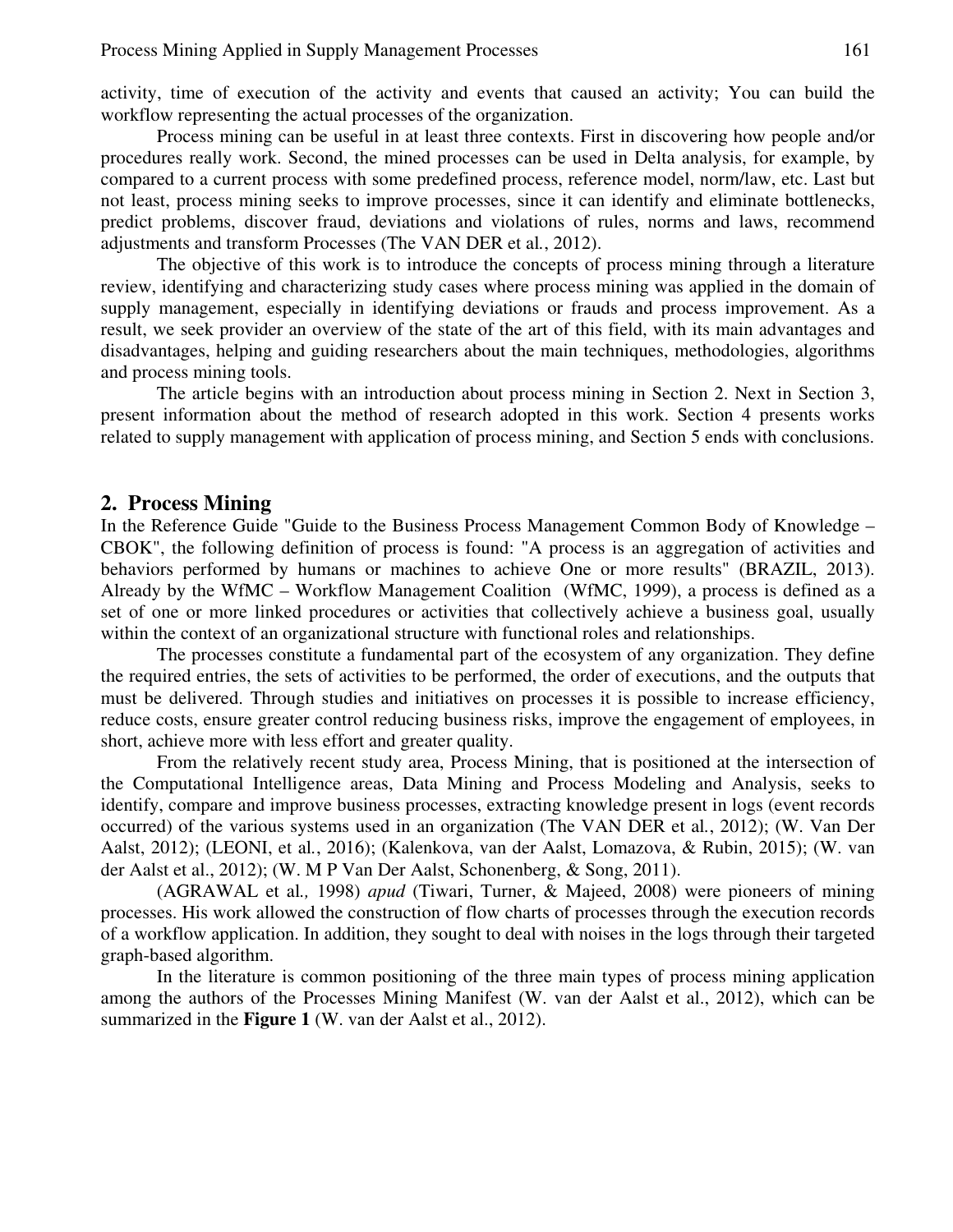activity, time of execution of the activity and events that caused an activity; You can build the workflow representing the actual processes of the organization.

Process mining can be useful in at least three contexts. First in discovering how people and/or procedures really work. Second, the mined processes can be used in Delta analysis, for example, by compared to a current process with some predefined process, reference model, norm/law, etc. Last but not least, process mining seeks to improve processes, since it can identify and eliminate bottlenecks, predict problems, discover fraud, deviations and violations of rules, norms and laws, recommend adjustments and transform Processes (The VAN DER et al*.*, 2012).

The objective of this work is to introduce the concepts of process mining through a literature review, identifying and characterizing study cases where process mining was applied in the domain of supply management, especially in identifying deviations or frauds and process improvement. As a result, we seek provider an overview of the state of the art of this field, with its main advantages and disadvantages, helping and guiding researchers about the main techniques, methodologies, algorithms and process mining tools.

The article begins with an introduction about process mining in Section 2. Next in Section 3, present information about the method of research adopted in this work. Section 4 presents works related to supply management with application of process mining, and Section 5 ends with conclusions.

## 2. Process Mining

In the Reference Guide "Guide to the Business Process Management Common Body of Knowledge – CBOK", the following definition of process is found: "A process is an aggregation of activities and behaviors performed by humans or machines to achieve One or more results" (BRAZIL, 2013). Already by the WfMC – Workflow Management Coalition (WfMC, 1999), a process is defined as a set of one or more linked procedures or activities that collectively achieve a business goal, usually within the context of an organizational structure with functional roles and relationships.

The processes constitute a fundamental part of the ecosystem of any organization. They define the required entries, the sets of activities to be performed, the order of executions, and the outputs that must be delivered. Through studies and initiatives on processes it is possible to increase efficiency, reduce costs, ensure greater control reducing business risks, improve the engagement of employees, in short, achieve more with less effort and greater quality.

From the relatively recent study area, Process Mining, that is positioned at the intersection of the Computational Intelligence areas, Data Mining and Process Modeling and Analysis, seeks to identify, compare and improve business processes, extracting knowledge present in logs (event records occurred) of the various systems used in an organization (The VAN DER et al*.*, 2012); (W. Van Der Aalst, 2012); (LEONI, et al*.*, 2016); (Kalenkova, van der Aalst, Lomazova, & Rubin, 2015); (W. van der Aalst et al., 2012); (W. M P Van Der Aalst, Schonenberg, & Song, 2011).

(AGRAWAL et al*.,* 1998) *apud* (Tiwari, Turner, & Majeed, 2008) were pioneers of mining processes. His work allowed the construction of flow charts of processes through the execution records of a workflow application. In addition, they sought to deal with noises in the logs through their targeted graph-based algorithm.

In the literature is common positioning of the three main types of process mining application among the authors of the Processes Mining Manifest (W. van der Aalst et al., 2012), which can be summarized in the **Figure 1** (W. van der Aalst et al., 2012).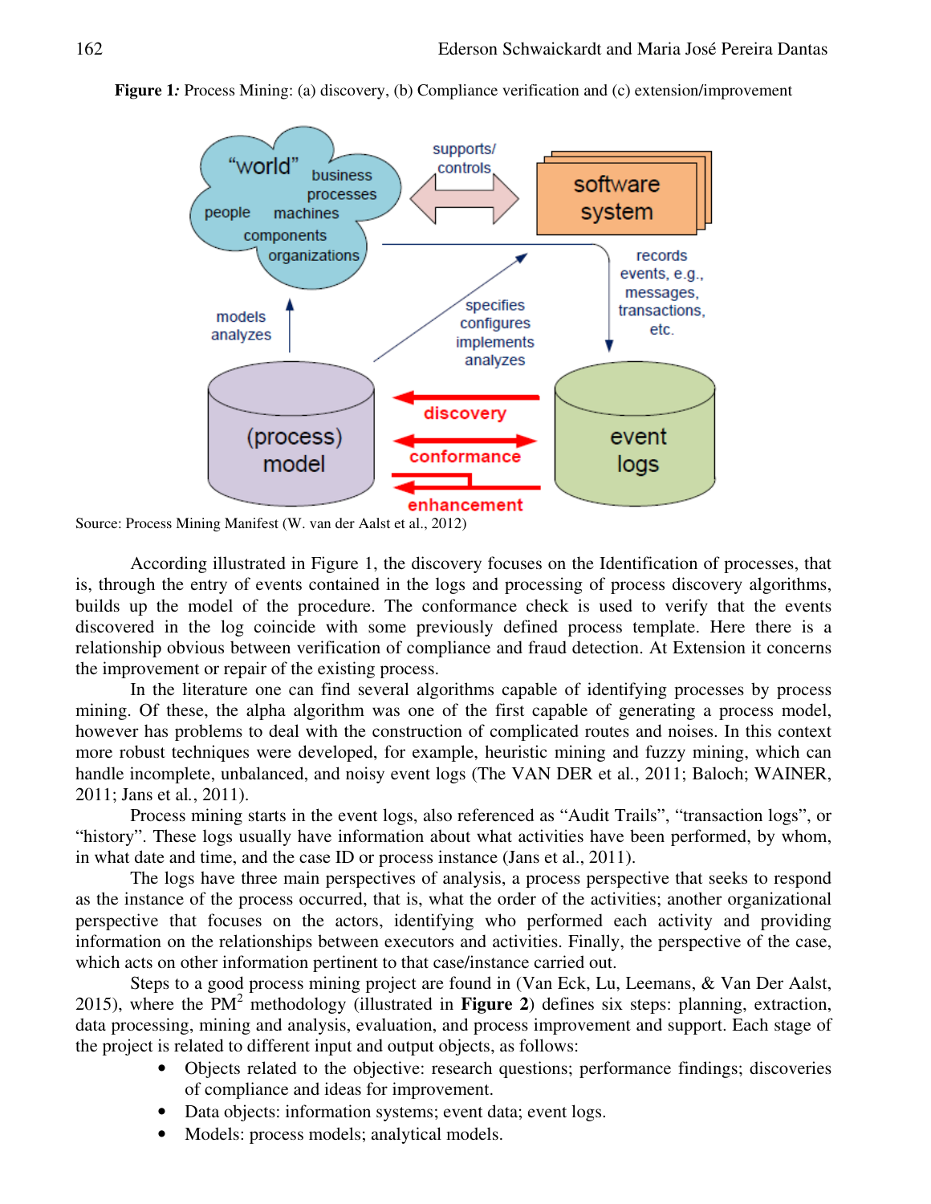**Figure 1***:* Process Mining: (a) discovery, (b) Compliance verification and (c) extension/improvement

Source: Process Mining Manifest (W. van der Aalst et al., 2012)

According illustrated in Figure 1, the discovery focuses on the Identification of processes, that is, through the entry of events contained in the logs and processing of process discovery algorithms, builds up the model of the procedure. The conformance check is used to verify that the events discovered in the log coincide with some previously defined process template. Here there is a relationship obvious between verification of compliance and fraud detection. At Extension it concerns the improvement or repair of the existing process.

In the literature one can find several algorithms capable of identifying processes by process mining. Of these, the alpha algorithm was one of the first capable of generating a process model, however has problems to deal with the construction of complicated routes and noises. In this context more robust techniques were developed, for example, heuristic mining and fuzzy mining, which can handle incomplete, unbalanced, and noisy event logs (The VAN DER et al., 2011; Baloch; WAINER, 2011; Jans et al., 2011).

Process mining starts in the event logs, also referenced as "Audit Trails", "transaction logs", or "history". These logs usually have information about what activities have been performed, by whom, in what date and time, and the case ID or process instance (Jans et al., 2011).

The logs have three main perspectives of analysis, a process perspective that seeks to respond as the instance of the process occurred, that is, what the order of the activities; another organizational perspective that focuses on the actors, identifying who performed each activity and providing information on the relationships between executors and activities. Finally, the perspective of the case, which acts on other information pertinent to that case/instance carried out.

Steps to a good process mining project are found in (Van Eck, Lu, Leemans, & Van Der Aalst, 2015), where the $PM^2$ methodology (illustrated in **Figure 2**) defines six steps: planning, extraction, data processing, mining and analysis, evaluation, and process improvement and support. Each stage of the project is related to different input and output objects, as follows:

- Objects related to the objective: research questions; performance findings; discoveries of compliance and ideas for improvement.
- Data objects: information systems; event data; event logs.
- Models: process models; analytical models.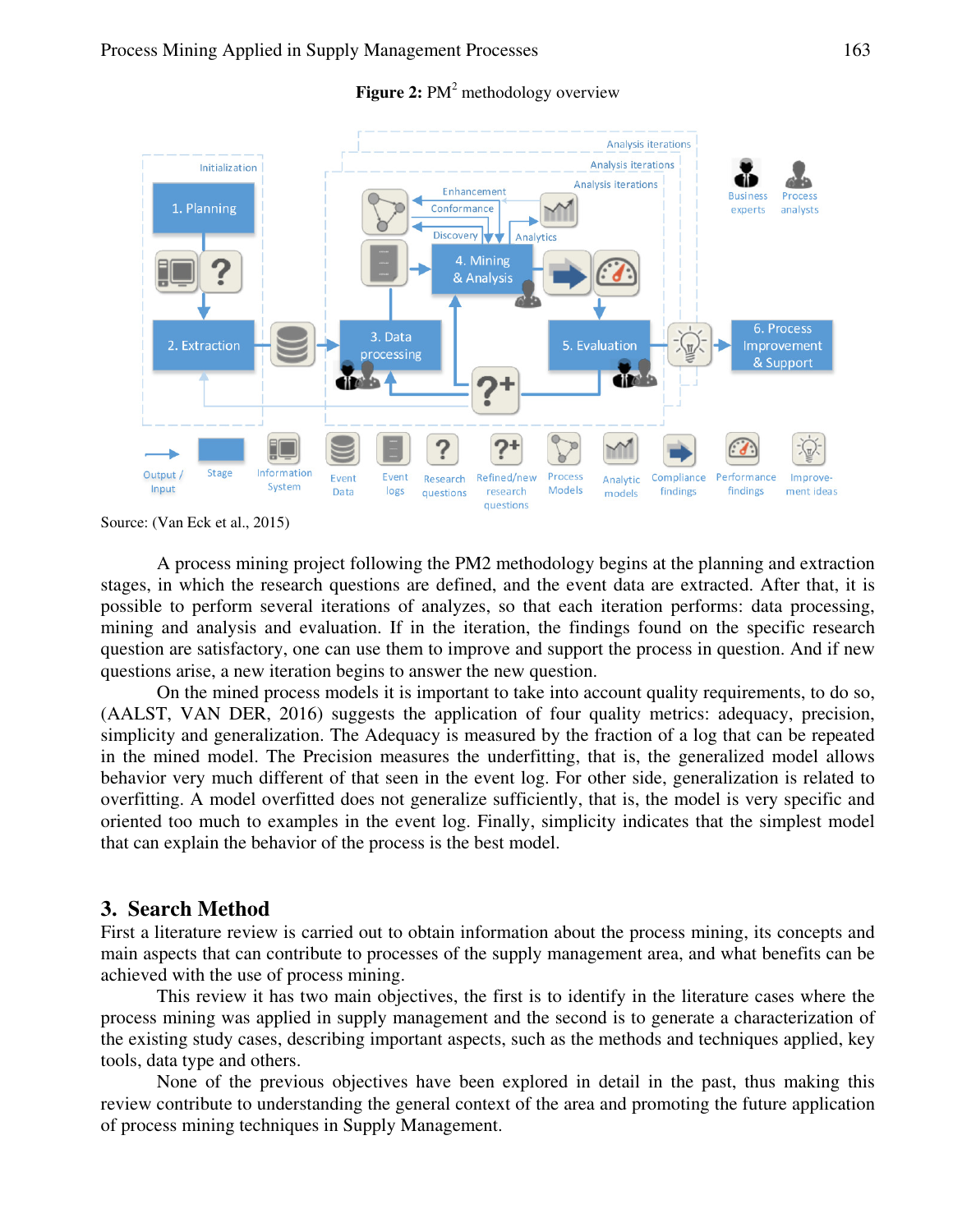**Figure 2:** PM$^2$ methodology overview

Source: (Van Eck et al., 2015)

A process mining project following the PM2 methodology begins at the planning and extraction stages, in which the research questions are defined, and the event data are extracted. After that, it is possible to perform several iterations of analyzes, so that each iteration performs: data processing, mining and analysis and evaluation. If in the iteration, the findings found on the specific research question are satisfactory, one can use them to improve and support the process in question. And if new questions arise, a new iteration begins to answer the new question.

On the mined process models it is important to take into account quality requirements, to do so, (AALST, VAN DER, 2016) suggests the application of four quality metrics: adequacy, precision, simplicity and generalization. The Adequacy is measured by the fraction of a log that can be repeated in the mined model. The Precision measures the underfitting, that is, the generalized model allows behavior very much different of that seen in the event log. For other side, generalization is related to overfitting. A model overfitted does not generalize sufficiently, that is, the model is very specific and oriented too much to examples in the event log. Finally, simplicity indicates that the simplest model that can explain the behavior of the process is the best model.

## 3. Search Method

First a literature review is carried out to obtain information about the process mining, its concepts and main aspects that can contribute to processes of the supply management area, and what benefits can be achieved with the use of process mining.

This review it has two main objectives, the first is to identify in the literature cases where the process mining was applied in supply management and the second is to generate a characterization of the existing study cases, describing important aspects, such as the methods and techniques applied, key tools, data type and others.

None of the previous objectives have been explored in detail in the past, thus making this review contribute to understanding the general context of the area and promoting the future application of process mining techniques in Supply Management.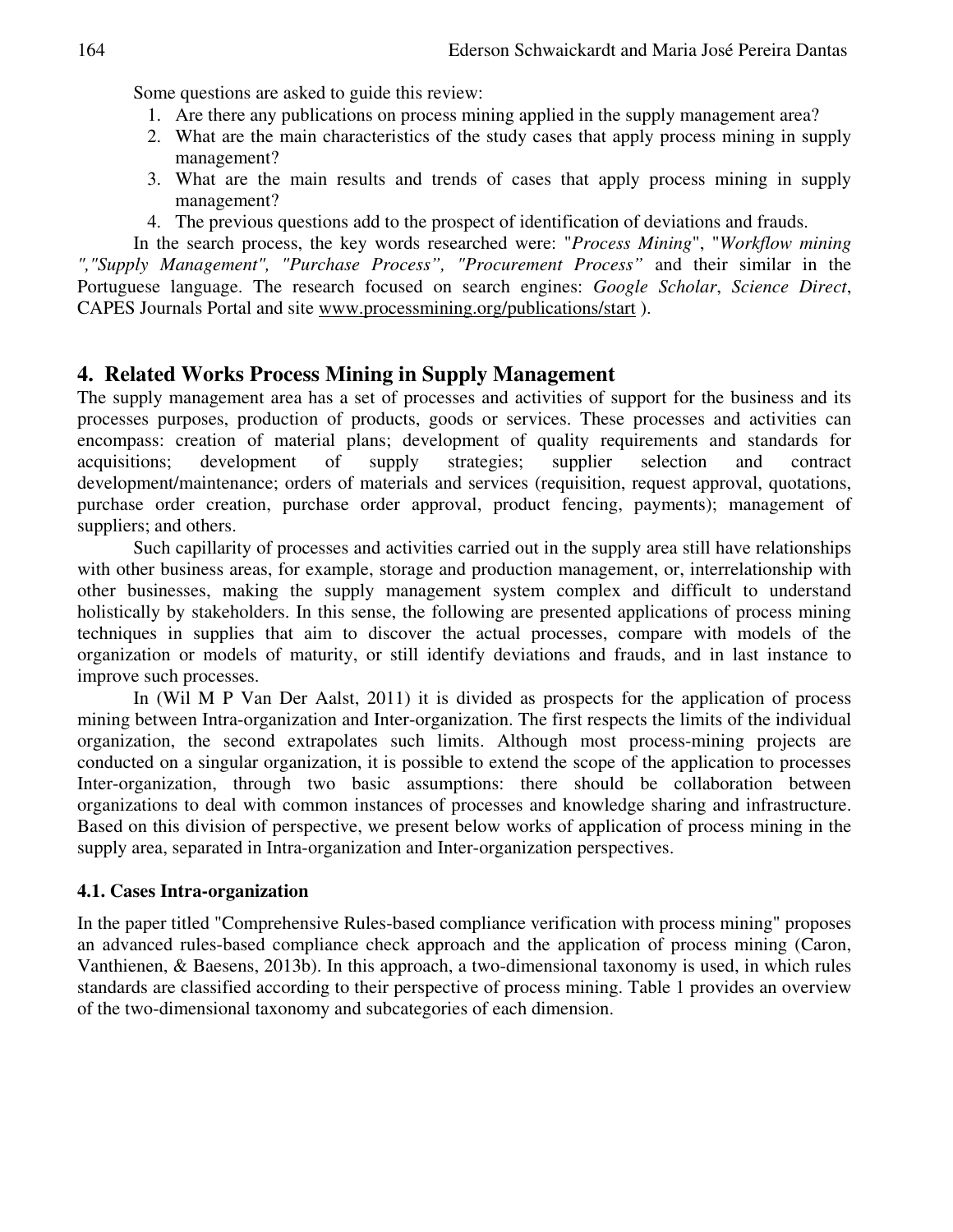Some questions are asked to guide this review:

1. Are there any publications on process mining applied in the supply management area?
2. What are the main characteristics of the study cases that apply process mining in supply management?
3. What are the main results and trends of cases that apply process mining in supply management?
4. The previous questions add to the prospect of identification of deviations and frauds.

In the search process, the key words researched were: "*Process Mining*", "*Workflow mining ","Supply Management", "Purchase Process", "Procurement Process"* and their similar in the Portuguese language. The research focused on search engines: *Google Scholar*, *Science Direct*, CAPES Journals Portal and site www.processmining.org/publications/start ).

## 4. Related Works Process Mining in Supply Management

The supply management area has a set of processes and activities of support for the business and its processes purposes, production of products, goods or services. These processes and activities can encompass: creation of material plans; development of quality requirements and standards for acquisitions; development of supply strategies; supplier selection and contract development/maintenance; orders of materials and services (requisition, request approval, quotations, purchase order creation, purchase order approval, product fencing, payments); management of suppliers; and others.

Such capillarity of processes and activities carried out in the supply area still have relationships with other business areas, for example, storage and production management, or, interrelationship with other businesses, making the supply management system complex and difficult to understand holistically by stakeholders. In this sense, the following are presented applications of process mining techniques in supplies that aim to discover the actual processes, compare with models of the organization or models of maturity, or still identify deviations and frauds, and in last instance to improve such processes.

In (Wil M P Van Der Aalst, 2011) it is divided as prospects for the application of process mining between Intra-organization and Inter-organization. The first respects the limits of the individual organization, the second extrapolates such limits. Although most process-mining projects are conducted on a singular organization, it is possible to extend the scope of the application to processes Inter-organization, through two basic assumptions: there should be collaboration between organizations to deal with common instances of processes and knowledge sharing and infrastructure. Based on this division of perspective, we present below works of application of process mining in the supply area, separated in Intra-organization and Inter-organization perspectives.

### 4.1. Cases Intra-organization

In the paper titled "Comprehensive Rules-based compliance verification with process mining" proposes an advanced rules-based compliance check approach and the application of process mining (Caron, Vanthienen, & Baesens, 2013b). In this approach, a two-dimensional taxonomy is used, in which rules standards are classified according to their perspective of process mining. Table 1 provides an overview of the two-dimensional taxonomy and subcategories of each dimension.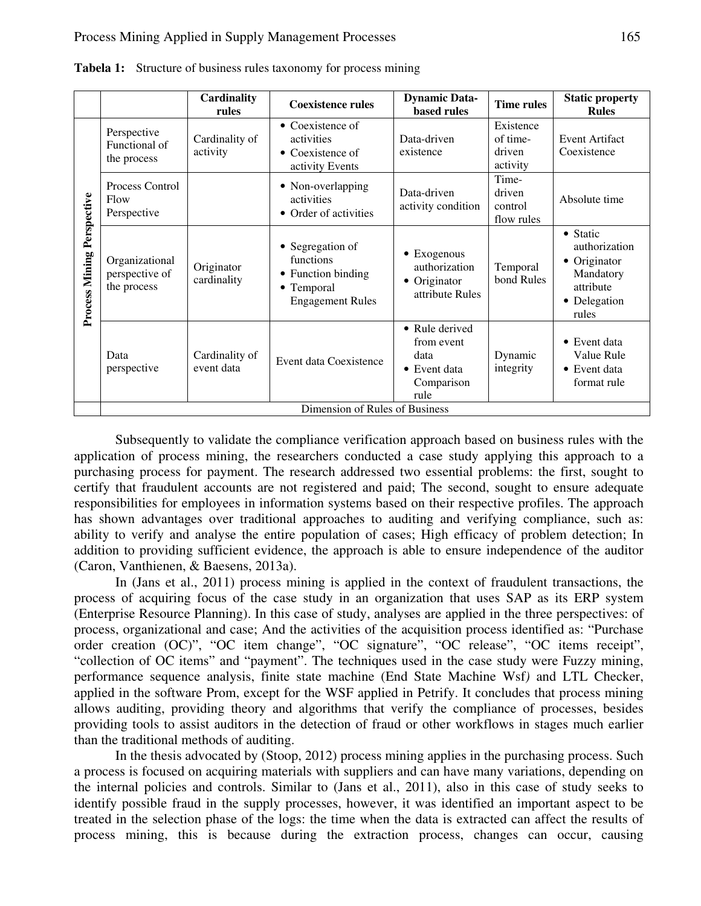**Tabela 1:** Structure of business rules taxonomy for process mining

| | | Cardinality rules | Coexistence rules | Dynamic Data-based rules | Time rules | Static property Rules |
|---|---|---|---|---|---|---|
| Process Mining Perspective | Perspective Functional of the process | Cardinality of activity | • Coexistence of activities<br>• Coexistence of activity Events | Data-driven existence | Existence of time-driven activity | Event Artifact Coexistence |
| | Process Control Flow Perspective | | • Non-overlapping activities<br>• Order of activities | Data-driven activity condition | Time-driven control flow rules | Absolute time |
| | Organizational perspective of the process | Originator cardinality | • Segregation of functions<br>• Function binding<br>• Temporal Engagement Rules | • Exogenous authorization<br>• Originator attribute Rules | Temporal bond Rules | • Static authorization<br>• Originator Mandatory attribute<br>• Delegation rules |
| | Data perspective | Cardinality of event data | Event data Coexistence | • Rule derived from event data<br>• Event data Comparison rule | Dynamic integrity | • Event data Value Rule<br>• Event data format rule |
| | Dimension of Rules of Business | | | | | |

Subsequently to validate the compliance verification approach based on business rules with the application of process mining, the researchers conducted a case study applying this approach to a purchasing process for payment. The research addressed two essential problems: the first, sought to certify that fraudulent accounts are not registered and paid; The second, sought to ensure adequate responsibilities for employees in information systems based on their respective profiles. The approach has shown advantages over traditional approaches to auditing and verifying compliance, such as: ability to verify and analyse the entire population of cases; High efficacy of problem detection; In addition to providing sufficient evidence, the approach is able to ensure independence of the auditor (Caron, Vanthienen, & Baesens, 2013a).

In (Jans et al., 2011) process mining is applied in the context of fraudulent transactions, the process of acquiring focus of the case study in an organization that uses SAP as its ERP system (Enterprise Resource Planning). In this case of study, analyses are applied in the three perspectives: of process, organizational and case; And the activities of the acquisition process identified as: "Purchase order creation (OC)", "OC item change", "OC signature", "OC release", "OC items receipt", "collection of OC items" and "payment". The techniques used in the case study were Fuzzy mining, performance sequence analysis, finite state machine (End State Machine Wsf*)* and LTL Checker, applied in the software Prom, except for the WSF applied in Petrify. It concludes that process mining allows auditing, providing theory and algorithms that verify the compliance of processes, besides providing tools to assist auditors in the detection of fraud or other workflows in stages much earlier than the traditional methods of auditing.

In the thesis advocated by (Stoop, 2012) process mining applies in the purchasing process. Such a process is focused on acquiring materials with suppliers and can have many variations, depending on the internal policies and controls. Similar to (Jans et al., 2011), also in this case of study seeks to identify possible fraud in the supply processes, however, it was identified an important aspect to be treated in the selection phase of the logs: the time when the data is extracted can affect the results of process mining, this is because during the extraction process, changes can occur, causing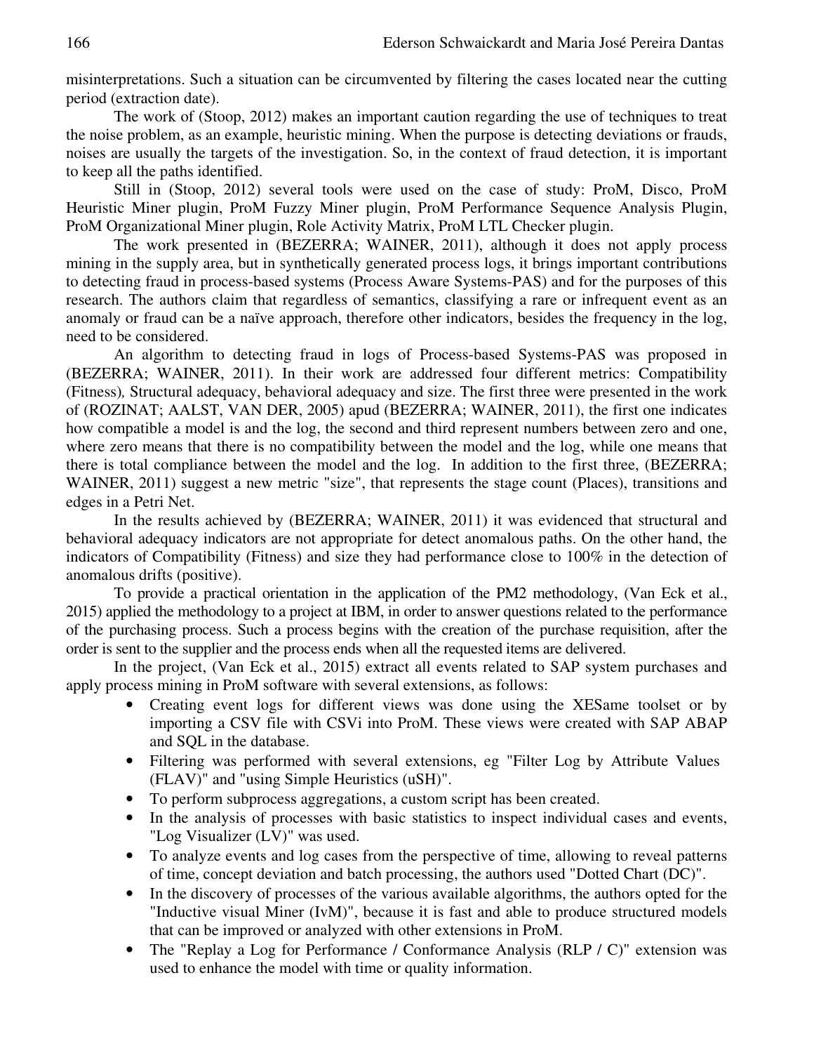misinterpretations. Such a situation can be circumvented by filtering the cases located near the cutting period (extraction date).

The work of (Stoop, 2012) makes an important caution regarding the use of techniques to treat the noise problem, as an example, heuristic mining. When the purpose is detecting deviations or frauds, noises are usually the targets of the investigation. So, in the context of fraud detection, it is important to keep all the paths identified.

Still in (Stoop, 2012) several tools were used on the case of study: ProM, Disco, ProM Heuristic Miner plugin, ProM Fuzzy Miner plugin, ProM Performance Sequence Analysis Plugin, ProM Organizational Miner plugin, Role Activity Matrix, ProM LTL Checker plugin.

The work presented in (BEZERRA; WAINER, 2011), although it does not apply process mining in the supply area, but in synthetically generated process logs, it brings important contributions to detecting fraud in process-based systems (Process Aware Systems-PAS) and for the purposes of this research. The authors claim that regardless of semantics, classifying a rare or infrequent event as an anomaly or fraud can be a naïve approach, therefore other indicators, besides the frequency in the log, need to be considered.

An algorithm to detecting fraud in logs of Process-based Systems-PAS was proposed in (BEZERRA; WAINER, 2011). In their work are addressed four different metrics: Compatibility (Fitness)*,* Structural adequacy, behavioral adequacy and size. The first three were presented in the work of (ROZINAT; AALST, VAN DER, 2005) apud (BEZERRA; WAINER, 2011), the first one indicates how compatible a model is and the log, the second and third represent numbers between zero and one, where zero means that there is no compatibility between the model and the log, while one means that there is total compliance between the model and the log. In addition to the first three, (BEZERRA; WAINER, 2011) suggest a new metric "size", that represents the stage count (Places), transitions and edges in a Petri Net.

In the results achieved by (BEZERRA; WAINER, 2011) it was evidenced that structural and behavioral adequacy indicators are not appropriate for detect anomalous paths. On the other hand, the indicators of Compatibility (Fitness) and size they had performance close to 100% in the detection of anomalous drifts (positive).

To provide a practical orientation in the application of the PM2 methodology, (Van Eck et al., 2015) applied the methodology to a project at IBM, in order to answer questions related to the performance of the purchasing process. Such a process begins with the creation of the purchase requisition, after the order is sent to the supplier and the process ends when all the requested items are delivered.

In the project, (Van Eck et al., 2015) extract all events related to SAP system purchases and apply process mining in ProM software with several extensions, as follows:

- Creating event logs for different views was done using the XESame toolset or by importing a CSV file with CSVi into ProM. These views were created with SAP ABAP and SQL in the database.
- Filtering was performed with several extensions, eg "Filter Log by Attribute Values (FLAV)" and "using Simple Heuristics (uSH)".
- To perform subprocess aggregations, a custom script has been created.
- In the analysis of processes with basic statistics to inspect individual cases and events, "Log Visualizer (LV)" was used.
- To analyze events and log cases from the perspective of time, allowing to reveal patterns of time, concept deviation and batch processing, the authors used "Dotted Chart (DC)".
- In the discovery of processes of the various available algorithms, the authors opted for the "Inductive visual Miner (IvM)", because it is fast and able to produce structured models that can be improved or analyzed with other extensions in ProM.
- The "Replay a Log for Performance / Conformance Analysis (RLP / C)" extension was used to enhance the model with time or quality information.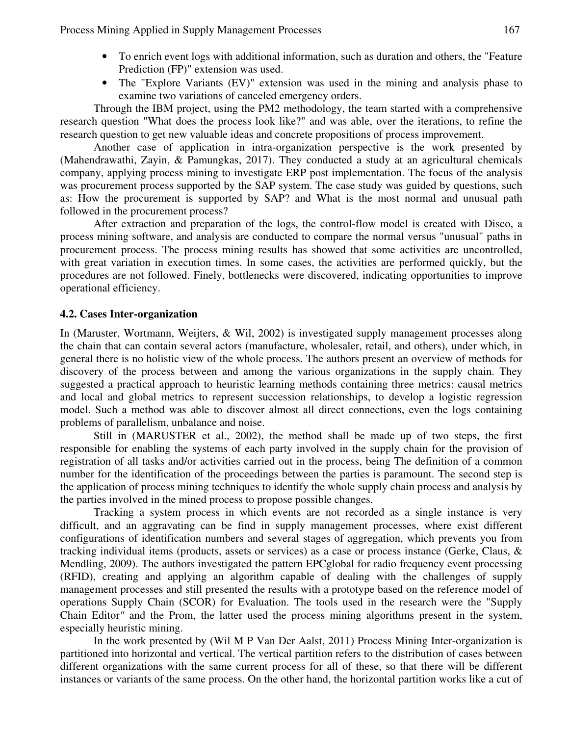- To enrich event logs with additional information, such as duration and others, the "Feature Prediction (FP)" extension was used.
- The "Explore Variants (EV)" extension was used in the mining and analysis phase to examine two variations of canceled emergency orders.

Through the IBM project, using the PM2 methodology, the team started with a comprehensive research question "What does the process look like?" and was able, over the iterations, to refine the research question to get new valuable ideas and concrete propositions of process improvement.

Another case of application in intra-organization perspective is the work presented by (Mahendrawathi, Zayin, & Pamungkas, 2017). They conducted a study at an agricultural chemicals company, applying process mining to investigate ERP post implementation. The focus of the analysis was procurement process supported by the SAP system. The case study was guided by questions, such as: How the procurement is supported by SAP? and What is the most normal and unusual path followed in the procurement process?

After extraction and preparation of the logs, the control-flow model is created with Disco, a process mining software, and analysis are conducted to compare the normal versus "unusual" paths in procurement process. The process mining results has showed that some activities are uncontrolled, with great variation in execution times. In some cases, the activities are performed quickly, but the procedures are not followed. Finely, bottlenecks were discovered, indicating opportunities to improve operational efficiency.

### 4.2. Cases Inter-organization

In (Maruster, Wortmann, Weijters, & Wil, 2002) is investigated supply management processes along the chain that can contain several actors (manufacture, wholesaler, retail, and others), under which, in general there is no holistic view of the whole process. The authors present an overview of methods for discovery of the process between and among the various organizations in the supply chain. They suggested a practical approach to heuristic learning methods containing three metrics: causal metrics and local and global metrics to represent succession relationships, to develop a logistic regression model. Such a method was able to discover almost all direct connections, even the logs containing problems of parallelism, unbalance and noise.

Still in (MARUSTER et al., 2002), the method shall be made up of two steps, the first responsible for enabling the systems of each party involved in the supply chain for the provision of registration of all tasks and/or activities carried out in the process, being The definition of a common number for the identification of the proceedings between the parties is paramount. The second step is the application of process mining techniques to identify the whole supply chain process and analysis by the parties involved in the mined process to propose possible changes.

Tracking a system process in which events are not recorded as a single instance is very difficult, and an aggravating can be find in supply management processes, where exist different configurations of identification numbers and several stages of aggregation, which prevents you from tracking individual items (products, assets or services) as a case or process instance (Gerke, Claus, & Mendling, 2009). The authors investigated the pattern EPCglobal for radio frequency event processing (RFID), creating and applying an algorithm capable of dealing with the challenges of supply management processes and still presented the results with a prototype based on the reference model of operations Supply Chain (SCOR) for Evaluation. The tools used in the research were the "Supply Chain Editor" and the Prom, the latter used the process mining algorithms present in the system, especially heuristic mining.

In the work presented by (Wil M P Van Der Aalst, 2011) Process Mining Inter-organization is partitioned into horizontal and vertical. The vertical partition refers to the distribution of cases between different organizations with the same current process for all of these, so that there will be different instances or variants of the same process. On the other hand, the horizontal partition works like a cut of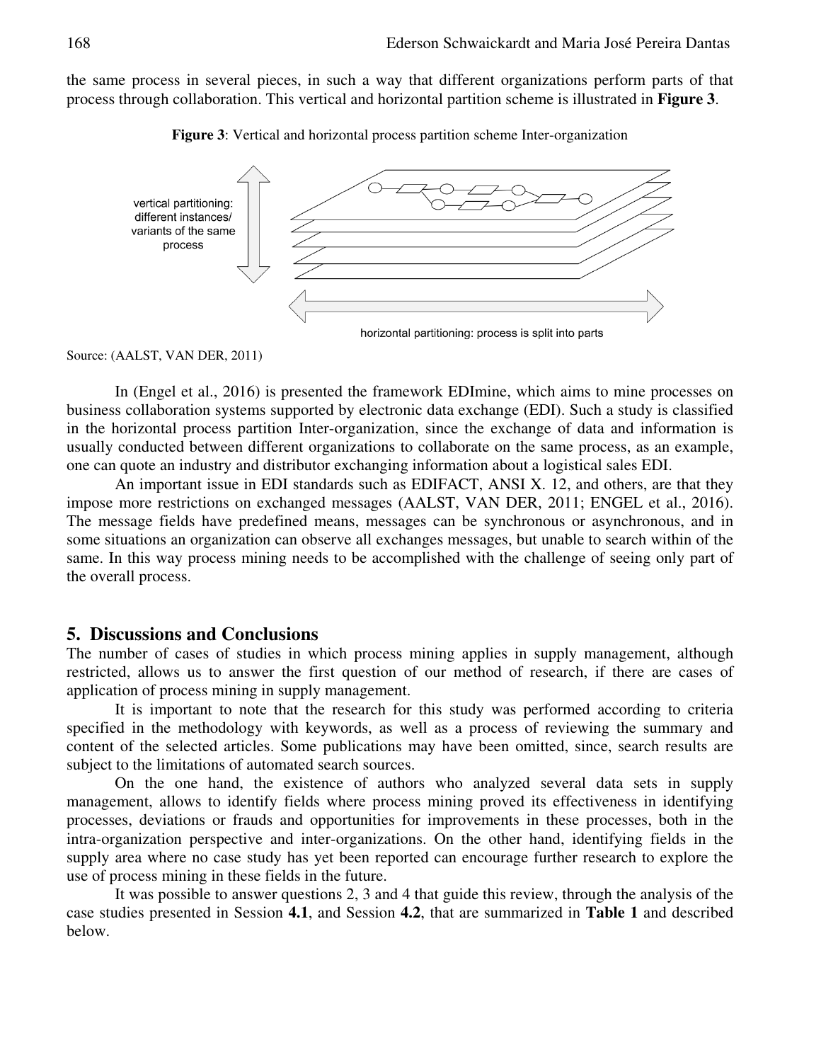the same process in several pieces, in such a way that different organizations perform parts of that process through collaboration. This vertical and horizontal partition scheme is illustrated in **Figure 3**.

**Figure 3**: Vertical and horizontal process partition scheme Inter-organization

Source: (AALST, VAN DER, 2011)

In (Engel et al., 2016) is presented the framework EDImine, which aims to mine processes on business collaboration systems supported by electronic data exchange (EDI). Such a study is classified in the horizontal process partition Inter-organization, since the exchange of data and information is usually conducted between different organizations to collaborate on the same process, as an example, one can quote an industry and distributor exchanging information about a logistical sales EDI.

An important issue in EDI standards such as EDIFACT, ANSI X. 12, and others, are that they impose more restrictions on exchanged messages (AALST, VAN DER, 2011; ENGEL et al., 2016). The message fields have predefined means, messages can be synchronous or asynchronous, and in some situations an organization can observe all exchanges messages, but unable to search within of the same. In this way process mining needs to be accomplished with the challenge of seeing only part of the overall process.

## 5. Discussions and Conclusions

The number of cases of studies in which process mining applies in supply management, although restricted, allows us to answer the first question of our method of research, if there are cases of application of process mining in supply management.

It is important to note that the research for this study was performed according to criteria specified in the methodology with keywords, as well as a process of reviewing the summary and content of the selected articles. Some publications may have been omitted, since, search results are subject to the limitations of automated search sources.

On the one hand, the existence of authors who analyzed several data sets in supply management, allows to identify fields where process mining proved its effectiveness in identifying processes, deviations or frauds and opportunities for improvements in these processes, both in the intra-organization perspective and inter-organizations. On the other hand, identifying fields in the supply area where no case study has yet been reported can encourage further research to explore the use of process mining in these fields in the future.

It was possible to answer questions 2, 3 and 4 that guide this review, through the analysis of the case studies presented in Session **4.1**, and Session **4.2**, that are summarized in **Table 1** and described below.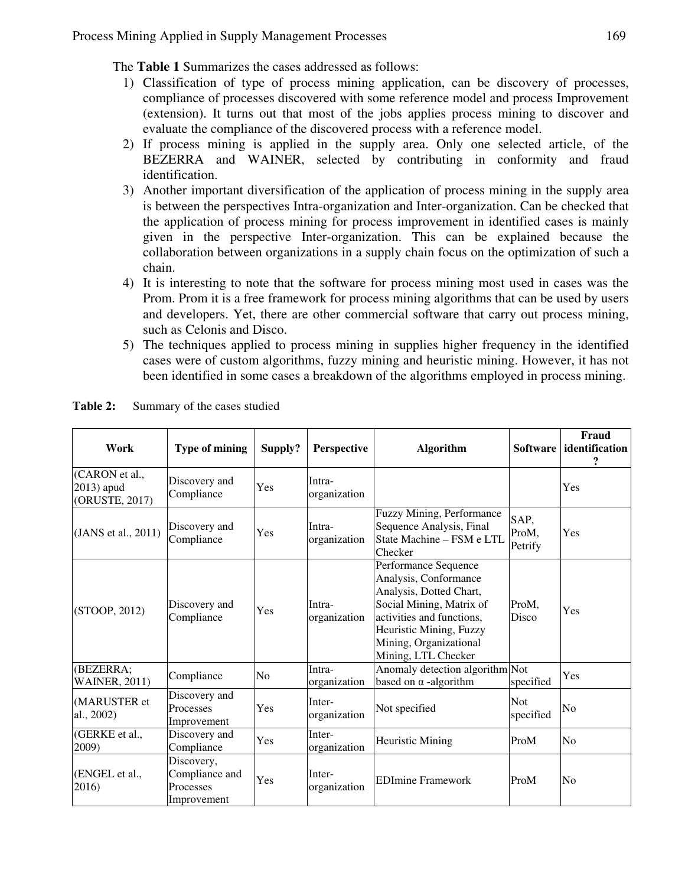The **Table 1** Summarizes the cases addressed as follows:

1) Classification of type of process mining application, can be discovery of processes, compliance of processes discovered with some reference model and process Improvement (extension). It turns out that most of the jobs applies process mining to discover and evaluate the compliance of the discovered process with a reference model.
2) If process mining is applied in the supply area. Only one selected article, of the BEZERRA and WAINER, selected by contributing in conformity and fraud identification.
3) Another important diversification of the application of process mining in the supply area is between the perspectives Intra-organization and Inter-organization. Can be checked that the application of process mining for process improvement in identified cases is mainly given in the perspective Inter-organization. This can be explained because the collaboration between organizations in a supply chain focus on the optimization of such a chain.
4) It is interesting to note that the software for process mining most used in cases was the Prom. Prom it is a free framework for process mining algorithms that can be used by users and developers. Yet, there are other commercial software that carry out process mining, such as Celonis and Disco.
5) The techniques applied to process mining in supplies higher frequency in the identified cases were of custom algorithms, fuzzy mining and heuristic mining. However, it has not been identified in some cases a breakdown of the algorithms employed in process mining.

**Table 2:** Summary of the cases studied

| Work | Type of mining | Supply? | Perspective | Algorithm | Software | Fraud identification ? |
|---|---|---|---|---|---|---|
| (CARON et al., 2013) apud (ORUSTE, 2017) | Discovery and Compliance | Yes | Intra-organization | | | Yes |
| (JANS et al., 2011) | Discovery and Compliance | Yes | Intra-organization | Fuzzy Mining, Performance Sequence Analysis, Final State Machine – FSM e LTL Checker | SAP, ProM, Petrify | Yes |
| (STOOP, 2012) | Discovery and Compliance | Yes | Intra-organization | Performance Sequence Analysis, Conformance Analysis, Dotted Chart, Social Mining, Matrix of activities and functions, Heuristic Mining, Fuzzy Mining, Organizational Mining, LTL Checker | ProM, Disco | Yes |
| (BEZERRA; WAINER, 2011) | Compliance | No | Intra-organization | Anomaly detection algorithm based on α -algorithm | Not specified | Yes |
| (MARUSTER et al., 2002) | Discovery and Processes Improvement | Yes | Inter-organization | Not specified | Not specified | No |
| (GERKE et al., 2009) | Discovery and Compliance | Yes | Inter-organization | Heuristic Mining | ProM | No |
| (ENGEL et al., 2016) | Discovery, Compliance and Processes Improvement | Yes | Inter-organization | EDImine Framework | ProM | No |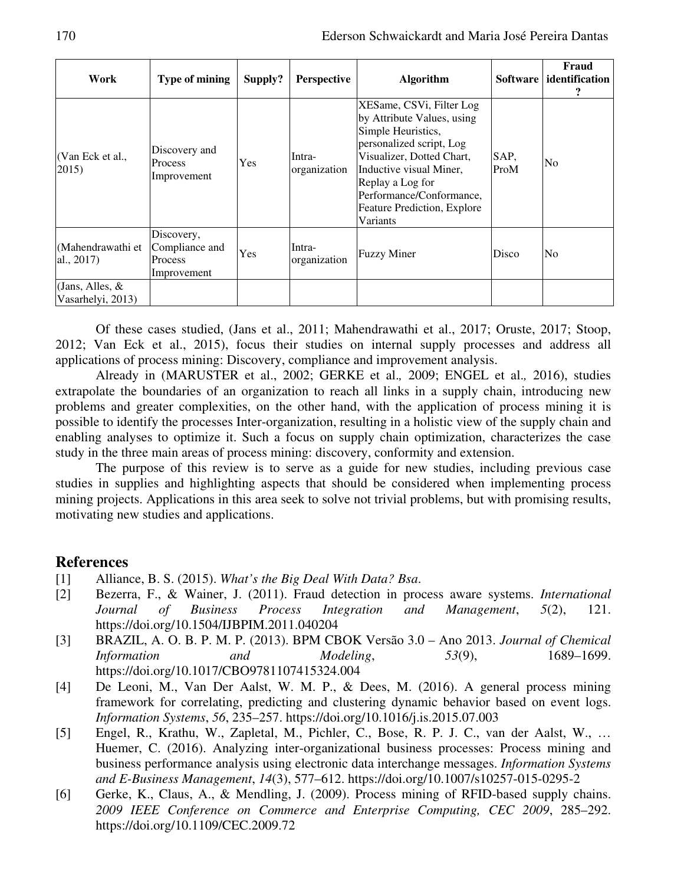| Work | Type of mining | Supply? | Perspective | Algorithm | Software | Fraud identification ? |
|---|---|---|---|---|---|---|
| (Van Eck et al., 2015) | Discovery and Process Improvement | Yes | Intra-organization | XESame, CSVi, Filter Log by Attribute Values, using Simple Heuristics, personalized script, Log Visualizer, Dotted Chart, Inductive visual Miner, Replay a Log for Performance/Conformance, Feature Prediction, Explore Variants | SAP, ProM | No |
| (Mahendrawathi et al., 2017) | Discovery, Compliance and Process Improvement | Yes | Intra-organization | Fuzzy Miner | Disco | No |
| (Jans, Alles, & Vasarhelyi, 2013) | | | | | | |

Of these cases studied, (Jans et al., 2011; Mahendrawathi et al., 2017; Oruste, 2017; Stoop, 2012; Van Eck et al., 2015), focus their studies on internal supply processes and address all applications of process mining: Discovery, compliance and improvement analysis.

Already in (MARUSTER et al., 2002; GERKE et al.*,* 2009; ENGEL et al.*,* 2016), studies extrapolate the boundaries of an organization to reach all links in a supply chain, introducing new problems and greater complexities, on the other hand, with the application of process mining it is possible to identify the processes Inter-organization, resulting in a holistic view of the supply chain and enabling analyses to optimize it. Such a focus on supply chain optimization, characterizes the case study in the three main areas of process mining: discovery, conformity and extension.

The purpose of this review is to serve as a guide for new studies, including previous case studies in supplies and highlighting aspects that should be considered when implementing process mining projects. Applications in this area seek to solve not trivial problems, but with promising results, motivating new studies and applications.

## References

[1] Alliance, B. S. (2015). *What's the Big Deal With Data? Bsa*.

[2] Bezerra, F., & Wainer, J. (2011). Fraud detection in process aware systems. *International Journal of Business Process Integration and Management*, *5*(2), 121. https://doi.org/10.1504/IJBPIM.2011.040204

[3] BRAZIL, A. O. B. P. M. P. (2013). BPM CBOK Versão 3.0 – Ano 2013. *Journal of Chemical Information and Modeling*, *53*(9), 1689–1699. https://doi.org/10.1017/CBO9781107415324.004

[4] De Leoni, M., Van Der Aalst, W. M. P., & Dees, M. (2016). A general process mining framework for correlating, predicting and clustering dynamic behavior based on event logs. *Information Systems*, *56*, 235–257. https://doi.org/10.1016/j.is.2015.07.003

[5] Engel, R., Krathu, W., Zapletal, M., Pichler, C., Bose, R. P. J. C., van der Aalst, W., … Huemer, C. (2016). Analyzing inter-organizational business processes: Process mining and business performance analysis using electronic data interchange messages. *Information Systems and E-Business Management*, *14*(3), 577–612. https://doi.org/10.1007/s10257-015-0295-2

[6] Gerke, K., Claus, A., & Mendling, J. (2009). Process mining of RFID-based supply chains. *2009 IEEE Conference on Commerce and Enterprise Computing, CEC 2009*, 285–292. https://doi.org/10.1109/CEC.2009.72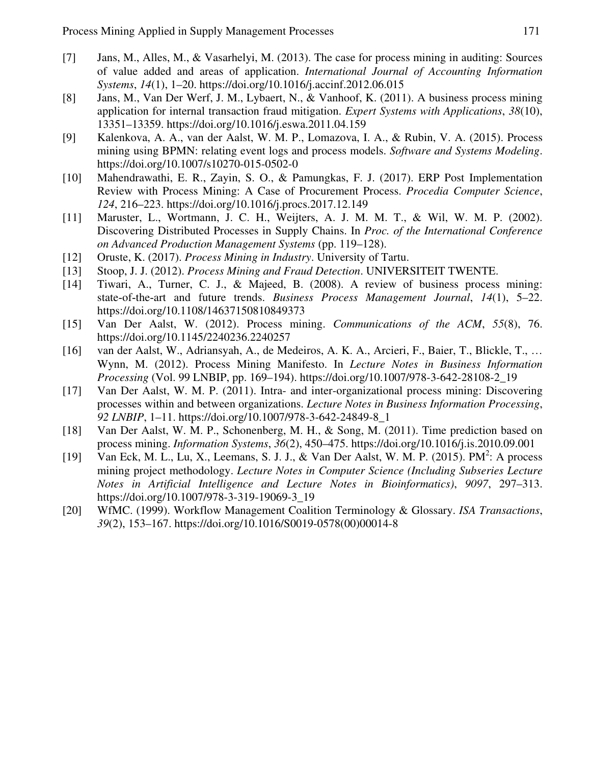[7] Jans, M., Alles, M., & Vasarhelyi, M. (2013). The case for process mining in auditing: Sources of value added and areas of application. *International Journal of Accounting Information Systems*, *14*(1), 1–20. https://doi.org/10.1016/j.accinf.2012.06.015

[8] Jans, M., Van Der Werf, J. M., Lybaert, N., & Vanhoof, K. (2011). A business process mining application for internal transaction fraud mitigation. *Expert Systems with Applications*, *38*(10), 13351–13359. https://doi.org/10.1016/j.eswa.2011.04.159

[9] Kalenkova, A. A., van der Aalst, W. M. P., Lomazova, I. A., & Rubin, V. A. (2015). Process mining using BPMN: relating event logs and process models. *Software and Systems Modeling*. https://doi.org/10.1007/s10270-015-0502-0

[10] Mahendrawathi, E. R., Zayin, S. O., & Pamungkas, F. J. (2017). ERP Post Implementation Review with Process Mining: A Case of Procurement Process. *Procedia Computer Science*, *124*, 216–223. https://doi.org/10.1016/j.procs.2017.12.149

[11] Maruster, L., Wortmann, J. C. H., Weijters, A. J. M. M. T., & Wil, W. M. P. (2002). Discovering Distributed Processes in Supply Chains. In *Proc. of the International Conference on Advanced Production Management Systems* (pp. 119–128).

[12] Oruste, K. (2017). *Process Mining in Industry*. University of Tartu.

[13] Stoop, J. J. (2012). *Process Mining and Fraud Detection*. UNIVERSITEIT TWENTE.

[14] Tiwari, A., Turner, C. J., & Majeed, B. (2008). A review of business process mining: state-of-the-art and future trends. *Business Process Management Journal*, *14*(1), 5–22. https://doi.org/10.1108/14637150810849373

[15] Van Der Aalst, W. (2012). Process mining. *Communications of the ACM*, *55*(8), 76. https://doi.org/10.1145/2240236.2240257

[16] van der Aalst, W., Adriansyah, A., de Medeiros, A. K. A., Arcieri, F., Baier, T., Blickle, T., … Wynn, M. (2012). Process Mining Manifesto. In *Lecture Notes in Business Information Processing* (Vol. 99 LNBIP, pp. 169–194). https://doi.org/10.1007/978-3-642-28108-2_19

[17] Van Der Aalst, W. M. P. (2011). Intra- and inter-organizational process mining: Discovering processes within and between organizations. *Lecture Notes in Business Information Processing*, *92 LNBIP*, 1–11. https://doi.org/10.1007/978-3-642-24849-8_1

[18] Van Der Aalst, W. M. P., Schonenberg, M. H., & Song, M. (2011). Time prediction based on process mining. *Information Systems*, *36*(2), 450–475. https://doi.org/10.1016/j.is.2010.09.001

[19] Van Eck, M. L., Lu, X., Leemans, S. J. J., & Van Der Aalst, W. M. P. (2015). $PM^2$: A process mining project methodology. *Lecture Notes in Computer Science (Including Subseries Lecture Notes in Artificial Intelligence and Lecture Notes in Bioinformatics)*, *9097*, 297–313. https://doi.org/10.1007/978-3-319-19069-3_19

[20] WfMC. (1999). Workflow Management Coalition Terminology & Glossary. *ISA Transactions*, *39*(2), 153–167. https://doi.org/10.1016/S0019-0578(00)00014-8